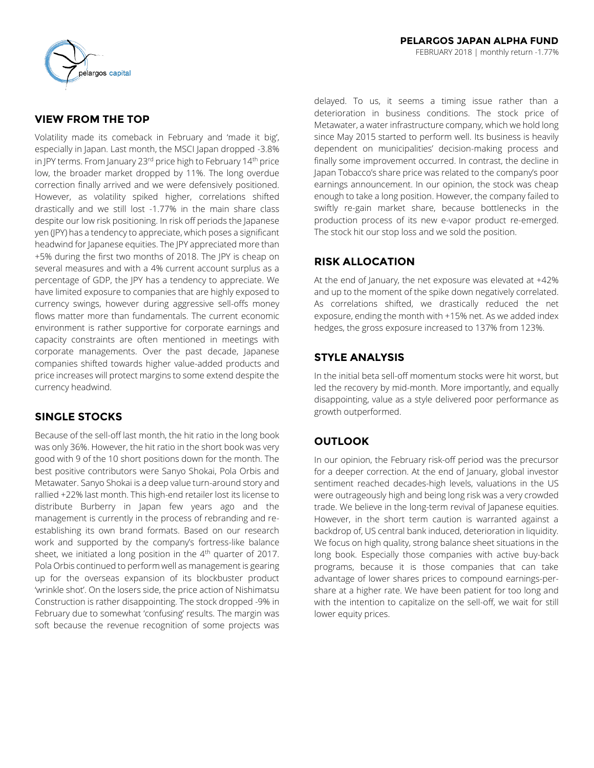**PELARGOS JAPAN ALPHA FUND**

FEBRUARY 2018 | monthly return -1.77%

## VIEW FROM THE TOP

Volatility made its comeback in February and 'made it big', especially in Japan. Last month, the MSCI Japan dropped -3.8% in JPY terms. From January 23rd price high to February 14th price low, the broader market dropped by 11%. The long overdue correction finally arrived and we were defensively positioned. However, as volatility spiked higher, correlations shifted drastically and we still lost -1.77% in the main share class despite our low risk positioning. In risk off periods the Japanese yen (JPY) has a tendency to appreciate, which poses a significant headwind for Japanese equities. The JPY appreciated more than +5% during the first two months of 2018. The JPY is cheap on several measures and with a 4% current account surplus as a percentage of GDP, the JPY has a tendency to appreciate. We have limited exposure to companies that are highly exposed to currency swings, however during aggressive sell-offs money flows matter more than fundamentals. The current economic environment is rather supportive for corporate earnings and capacity constraints are often mentioned in meetings with corporate managements. Over the past decade, Japanese companies shifted towards higher value-added products and price increases will protect margins to some extend despite the currency headwind.

## SINGLE STOCKS

Because of the sell-off last month, the hit ratio in the long book was only 36%. However, the hit ratio in the short book was very good with 9 of the 10 short positions down for the month. The best positive contributors were Sanyo Shokai, Pola Orbis and Metawater. Sanyo Shokai is a deep value turn-around story and rallied +22% last month. This high-end retailer lost its license to distribute Burberry in Japan few years ago and the management is currently in the process of rebranding and re-establishing its own brand formats. Based on our research work and supported by the company's fortress-like balance sheet, we initiated a long position in the 4th quarter of 2017. Pola Orbis continued to perform well as management is gearing up for the overseas expansion of its blockbuster product 'wrinkle shot'. On the losers side, the price action of Nishimatsu Construction is rather disappointing. The stock dropped -9% in February due to somewhat 'confusing' results. The margin was soft because the revenue recognition of some projects was delayed. To us, it seems a timing issue rather than a deterioration in business conditions. The stock price of Metawater, a water infrastructure company, which we hold long since May 2015 started to perform well. Its business is heavily dependent on municipalities' decision-making process and finally some improvement occurred. In contrast, the decline in Japan Tobacco's share price was related to the company's poor earnings announcement. In our opinion, the stock was cheap enough to take a long position. However, the company failed to swiftly re-gain market share, because bottlenecks in the production process of its new e-vapor product re-emerged. The stock hit our stop loss and we sold the position.

## RISK ALLOCATION

At the end of January, the net exposure was elevated at +42% and up to the moment of the spike down negatively correlated. As correlations shifted, we drastically reduced the net exposure, ending the month with +15% net. As we added index hedges, the gross exposure increased to 137% from 123%.

## STYLE ANALYSIS

In the initial beta sell-off momentum stocks were hit worst, but led the recovery by mid-month. More importantly, and equally disappointing, value as a style delivered poor performance as growth outperformed.

## OUTLOOK

In our opinion, the February risk-off period was the precursor for a deeper correction. At the end of January, global investor sentiment reached decades-high levels, valuations in the US were outrageously high and being long risk was a very crowded trade. We believe in the long-term revival of Japanese equities. However, in the short term caution is warranted against a backdrop of, US central bank induced, deterioration in liquidity. We focus on high quality, strong balance sheet situations in the long book. Especially those companies with active buy-back programs, because it is those companies that can take advantage of lower shares prices to compound earnings-per-share at a higher rate. We have been patient for too long and with the intention to capitalize on the sell-off, we wait for still lower equity prices.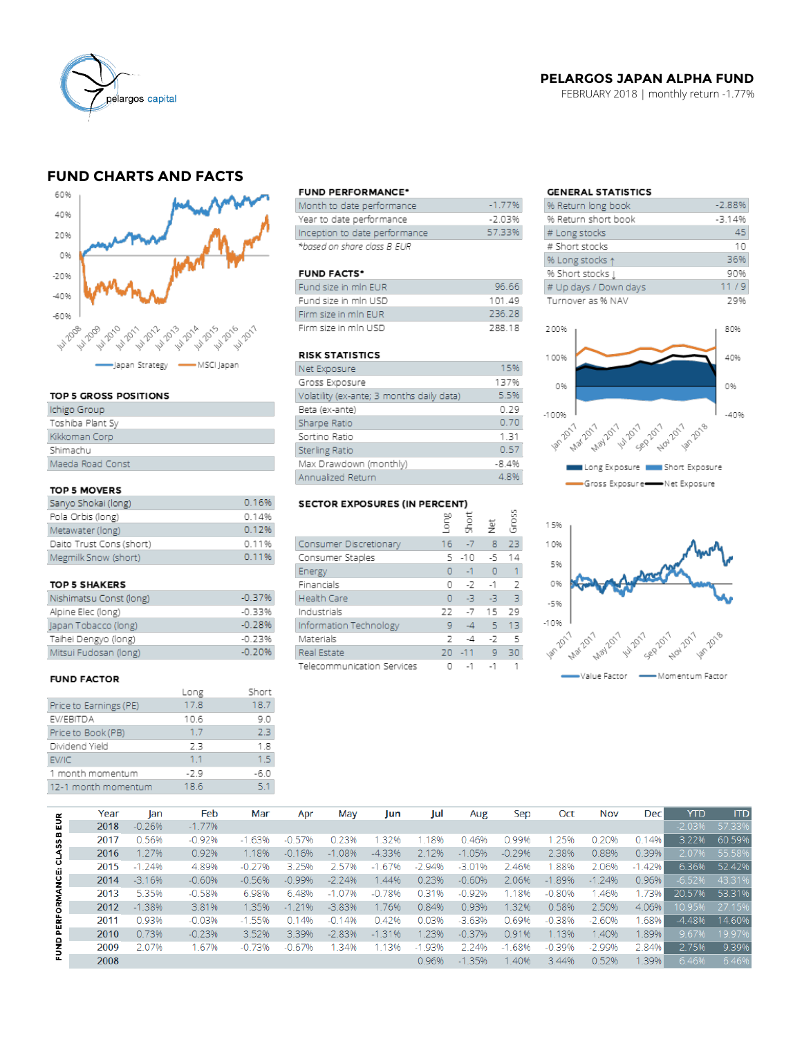**PELARGOS JAPAN ALPHA FUND**

FEBRUARY 2018 | monthly return -1.77%

## FUND CHARTS AND FACTS

### FUND PERFORMANCE*

| | |
|---|---|
| Month to date performance | -1.77% |
| Year to date performance | -2.03% |
| Inception to date performance | 57.33% |

*based on share class B EUR

### GENERAL STATISTICS

| | |
|---|---|
| % Return long book | -2.88% |
| % Return short book | -3.14% |
| # Long stocks | 45 |
| # Short stocks | 10 |
| % Long stocks ↑ | 36% |
| % Short stocks ↓ | 90% |
| # Up days / Down days | 11 / 9 |
| Turnover as % NAV | 29% |

### FUND FACTS*

| | |
|---|---|
| Fund size in mln EUR | 96.66 |
| Fund size in mln USD | 101.49 |
| Firm size in mln EUR | 236.28 |
| Firm size in mln USD | 288.18 |

### RISK STATISTICS

| | |
|---|---|
| Net Exposure | 15% |
| Gross Exposure | 137% |
| Volatility (ex-ante; 3 months daily data) | 5.5% |
| Beta (ex-ante) | 0.29 |
| Sharpe Ratio | 0.70 |
| Sortino Ratio | 1.31 |
| Sterling Ratio | 0.57 |
| Max Drawdown (monthly) | -8.4% |
| Annualized Return | 4.8% |

### TOP 5 GROSS POSITIONS

- Ichigo Group
- Toshiba Plant Sy
- Kikkoman Corp
- Shimachu
- Maeda Road Const

### TOP 5 MOVERS

| | |
|---|---|
| Sanyo Shokai (long) | 0.16% |
| Pola Orbis (long) | 0.14% |
| Metawater (long) | 0.12% |
| Daito Trust Cons (short) | 0.11% |
| Megmilk Snow (short) | 0.11% |

### TOP 5 SHAKERS

| | |
|---|---|
| Nishimatsu Const (long) | -0.37% |
| Alpine Elec (long) | -0.33% |
| Japan Tobacco (long) | -0.28% |
| Taihei Dengyo (long) | -0.23% |
| Mitsui Fudosan (long) | -0.20% |

### SECTOR EXPOSURES (IN PERCENT)

| | Long | Short | Net | Gross |
|---|---|---|---|---|
| Consumer Discretionary | 16 | -7 | 8 | 23 |
| Consumer Staples | 5 | -10 | -5 | 14 |
| Energy | 0 | -1 | 0 | 1 |
| Financials | 0 | -2 | -1 | 2 |
| Health Care | 0 | -3 | -3 | 3 |
| Industrials | 22 | -7 | 15 | 29 |
| Information Technology | 9 | -4 | 5 | 13 |
| Materials | 2 | -4 | -2 | 5 |
| Real Estate | 20 | -11 | 9 | 30 |
| Telecommunication Services | 0 | -1 | -1 | 1 |

### FUND FACTOR

| | Long | Short |
|---|---|---|
| Price to Earnings (PE) | 17.8 | 18.7 |
| EV/EBITDA | 10.6 | 9.0 |
| Price to Book (PB) | 1.7 | 2.3 |
| Dividend Yield | 2.3 | 1.8 |
| EV/IC | 1.1 | 1.5 |
| 1 month momentum | -2.9 | -6.0 |
| 12-1 month momentum | 18.6 | 5.1 |

### FUND PERFORMANCE: CLASS B EUR

| Year | Jan | Feb | Mar | Apr | May | Jun | Jul | Aug | Sep | Oct | Nov | Dec | YTD | ITD |
|---|---|---|---|---|---|---|---|---|---|---|---|---|---|---|
| 2018 | -0.26% | -1.77% | | | | | | | | | | | -2.03% | 57.33% |
| 2017 | 0.56% | -0.92% | -1.63% | -0.57% | 0.23% | 1.32% | 1.18% | 0.46% | 0.99% | 1.25% | 0.20% | 0.14% | 3.22% | 60.59% |
| 2016 | 1.27% | 0.92% | 1.18% | -0.16% | -1.08% | -4.33% | 2.12% | -1.05% | -0.29% | 2.38% | 0.88% | 0.39% | 2.07% | 55.58% |
| 2015 | -1.24% | 4.89% | -0.27% | 3.25% | 2.57% | -1.67% | -2.94% | -3.01% | 2.46% | 1.88% | 2.06% | -1.42% | 6.36% | 52.42% |
| 2014 | -3.16% | -0.60% | -0.56% | -0.99% | -2.24% | 1.44% | 0.23% | -0.60% | 2.06% | -1.89% | -1.24% | 0.96% | -6.52% | 43.31% |
| 2013 | 5.35% | -0.58% | 6.98% | 6.48% | -1.07% | -0.78% | 0.31% | -0.92% | 1.18% | -0.80% | 1.46% | 1.73% | 20.57% | 53.31% |
| 2012 | -1.38% | 3.81% | 1.35% | -1.21% | -3.83% | 1.76% | 0.84% | 0.93% | 1.32% | 0.58% | 2.50% | 4.06% | 10.95% | 27.15% |
| 2011 | 0.93% | -0.03% | -1.55% | 0.14% | -0.14% | 0.42% | 0.03% | -3.63% | 0.69% | -0.38% | -2.60% | 1.68% | -4.48% | 14.60% |
| 2010 | 0.73% | -0.23% | 3.52% | 3.39% | -2.83% | -1.31% | 1.23% | -0.37% | 0.91% | 1.13% | 1.40% | 1.89% | 9.67% | 19.97% |
| 2009 | 2.07% | 1.67% | -0.73% | -0.67% | 1.34% | 1.13% | -1.93% | 2.24% | -1.68% | -0.39% | -2.99% | 2.84% | 2.75% | 9.39% |
| 2008 | | | | | | | 0.96% | -1.35% | 1.40% | 3.44% | 0.52% | 1.39% | 6.46% | 6.46% |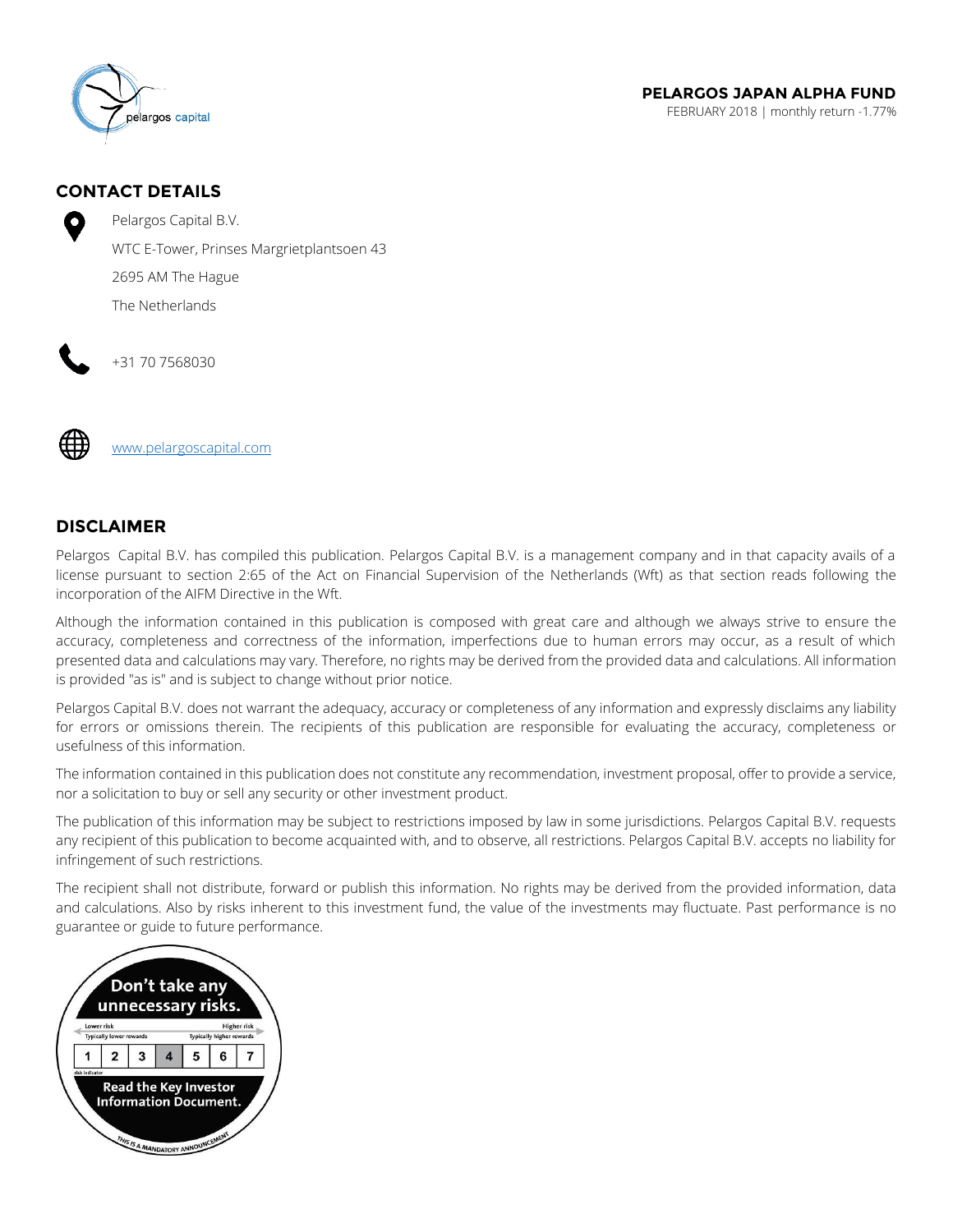**PELARGOS JAPAN ALPHA FUND**

FEBRUARY 2018 | monthly return -1.77%

## CONTACT DETAILS

Pelargos Capital B.V.

WTC E-Tower, Prinses Margrietplantsoen 43

2695 AM The Hague

The Netherlands

+31 70 7568030

[www.pelargoscapital.com](http://www.pelargoscapital.com)

## DISCLAIMER

Pelargos Capital B.V. has compiled this publication. Pelargos Capital B.V. is a management company and in that capacity avails of a license pursuant to section 2:65 of the Act on Financial Supervision of the Netherlands (Wft) as that section reads following the incorporation of the AIFM Directive in the Wft.

Although the information contained in this publication is composed with great care and although we always strive to ensure the accuracy, completeness and correctness of the information, imperfections due to human errors may occur, as a result of which presented data and calculations may vary. Therefore, no rights may be derived from the provided data and calculations. All information is provided "as is" and is subject to change without prior notice.

Pelargos Capital B.V. does not warrant the adequacy, accuracy or completeness of any information and expressly disclaims any liability for errors or omissions therein. The recipients of this publication are responsible for evaluating the accuracy, completeness or usefulness of this information.

The information contained in this publication does not constitute any recommendation, investment proposal, offer to provide a service, nor a solicitation to buy or sell any security or other investment product.

The publication of this information may be subject to restrictions imposed by law in some jurisdictions. Pelargos Capital B.V. requests any recipient of this publication to become acquainted with, and to observe, all restrictions. Pelargos Capital B.V. accepts no liability for infringement of such restrictions.

The recipient shall not distribute, forward or publish this information. No rights may be derived from the provided information, data and calculations. Also by risks inherent to this investment fund, the value of the investments may fluctuate. Past performance is no guarantee or guide to future performance.

Don't take any unnecessary risks.

Lower risk — Typically lower rewards | Higher risk — Typically higher rewards

1 2 3 4 5 6 7

risk indicator

Read the Key Investor Information Document.

THIS IS A MANDATORY ANNOUNCEMENT